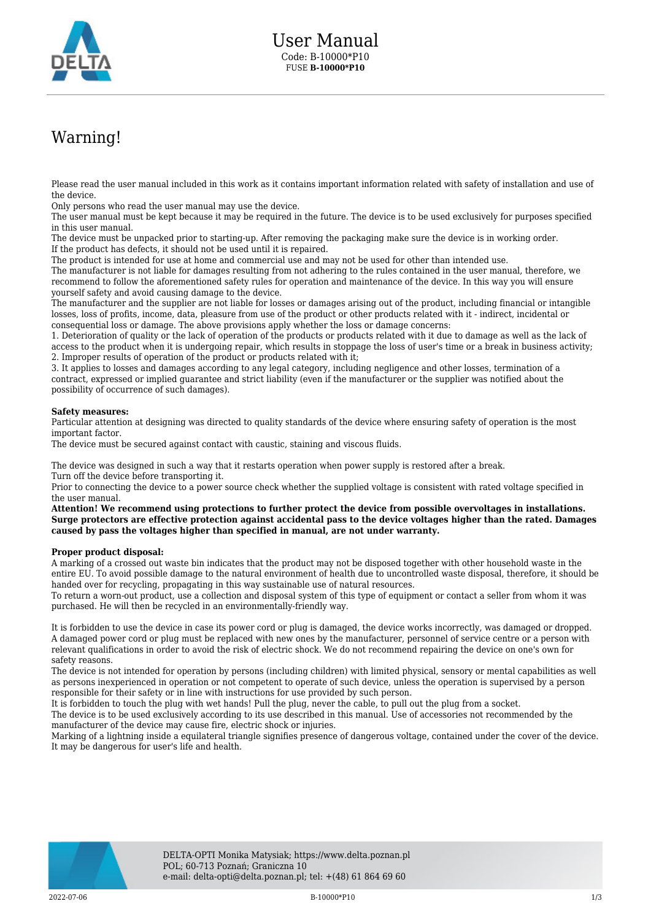# User Manual

Code: B-10000*P10

FUSE **B-10000*P10**

## Warning!

Please read the user manual included in this work as it contains important information related with safety of installation and use of the device.
Only persons who read the user manual may use the device.
The user manual must be kept because it may be required in the future. The device is to be used exclusively for purposes specified in this user manual.
The device must be unpacked prior to starting-up. After removing the packaging make sure the device is in working order.
If the product has defects, it should not be used until it is repaired.
The product is intended for use at home and commercial use and may not be used for other than intended use.
The manufacturer is not liable for damages resulting from not adhering to the rules contained in the user manual, therefore, we recommend to follow the aforementioned safety rules for operation and maintenance of the device. In this way you will ensure yourself safety and avoid causing damage to the device.
The manufacturer and the supplier are not liable for losses or damages arising out of the product, including financial or intangible losses, loss of profits, income, data, pleasure from use of the product or other products related with it - indirect, incidental or consequential loss or damage. The above provisions apply whether the loss or damage concerns:
1. Deterioration of quality or the lack of operation of the products or products related with it due to damage as well as the lack of access to the product when it is undergoing repair, which results in stoppage the loss of user's time or a break in business activity;
2. Improper results of operation of the product or products related with it;
3. It applies to losses and damages according to any legal category, including negligence and other losses, termination of a contract, expressed or implied guarantee and strict liability (even if the manufacturer or the supplier was notified about the possibility of occurrence of such damages).

**Safety measures:**
Particular attention at designing was directed to quality standards of the device where ensuring safety of operation is the most important factor.
The device must be secured against contact with caustic, staining and viscous fluids.

The device was designed in such a way that it restarts operation when power supply is restored after a break.
Turn off the device before transporting it.
Prior to connecting the device to a power source check whether the supplied voltage is consistent with rated voltage specified in the user manual.
**Attention! We recommend using protections to further protect the device from possible overvoltages in installations. Surge protectors are effective protection against accidental pass to the device voltages higher than the rated. Damages caused by pass the voltages higher than specified in manual, are not under warranty.**

**Proper product disposal:**
A marking of a crossed out waste bin indicates that the product may not be disposed together with other household waste in the entire EU. To avoid possible damage to the natural environment of health due to uncontrolled waste disposal, therefore, it should be handed over for recycling, propagating in this way sustainable use of natural resources.
To return a worn-out product, use a collection and disposal system of this type of equipment or contact a seller from whom it was purchased. He will then be recycled in an environmentally-friendly way.

It is forbidden to use the device in case its power cord or plug is damaged, the device works incorrectly, was damaged or dropped. A damaged power cord or plug must be replaced with new ones by the manufacturer, personnel of service centre or a person with relevant qualifications in order to avoid the risk of electric shock. We do not recommend repairing the device on one's own for safety reasons.
The device is not intended for operation by persons (including children) with limited physical, sensory or mental capabilities as well as persons inexperienced in operation or not competent to operate of such device, unless the operation is supervised by a person responsible for their safety or in line with instructions for use provided by such person.
It is forbidden to touch the plug with wet hands! Pull the plug, never the cable, to pull out the plug from a socket.
The device is to be used exclusively according to its use described in this manual. Use of accessories not recommended by the manufacturer of the device may cause fire, electric shock or injuries.
Marking of a lightning inside a equilateral triangle signifies presence of dangerous voltage, contained under the cover of the device. It may be dangerous for user's life and health.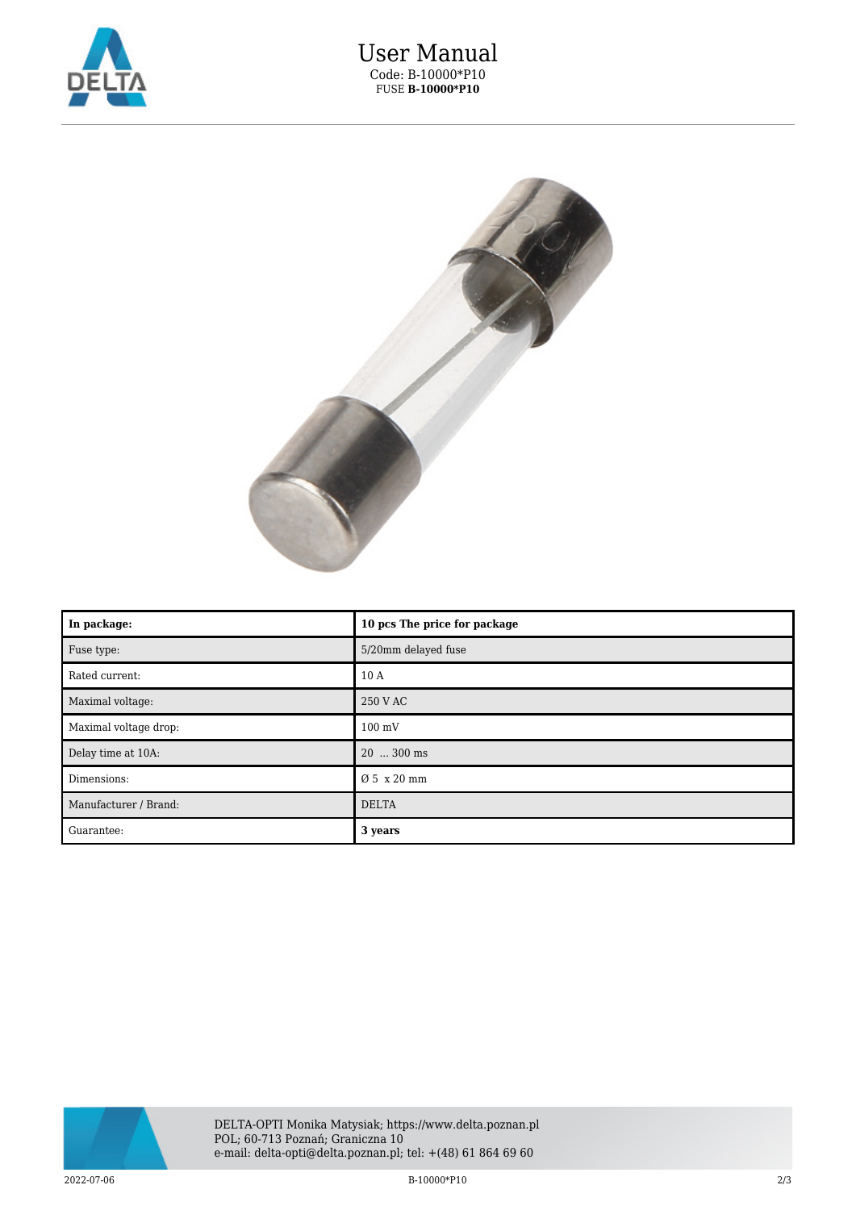# User Manual

Code: B-10000*P10

FUSE **B-10000*P10**

| **In package:** | **10 pcs The price for package** |
| --- | --- |
| Fuse type: | 5/20mm delayed fuse |
| Rated current: | 10 A |
| Maximal voltage: | 250 V AC |
| Maximal voltage drop: | 100 mV |
| Delay time at 10A: | 20 ... 300 ms |
| Dimensions: | Ø 5 x 20 mm |
| Manufacturer / Brand: | DELTA |
| Guarantee: | **3 years** |

DELTA-OPTI Monika Matysiak; https://www.delta.poznan.pl
POL; 60-713 Poznań; Graniczna 10
e-mail: delta-opti@delta.poznan.pl; tel: +(48) 61 864 69 60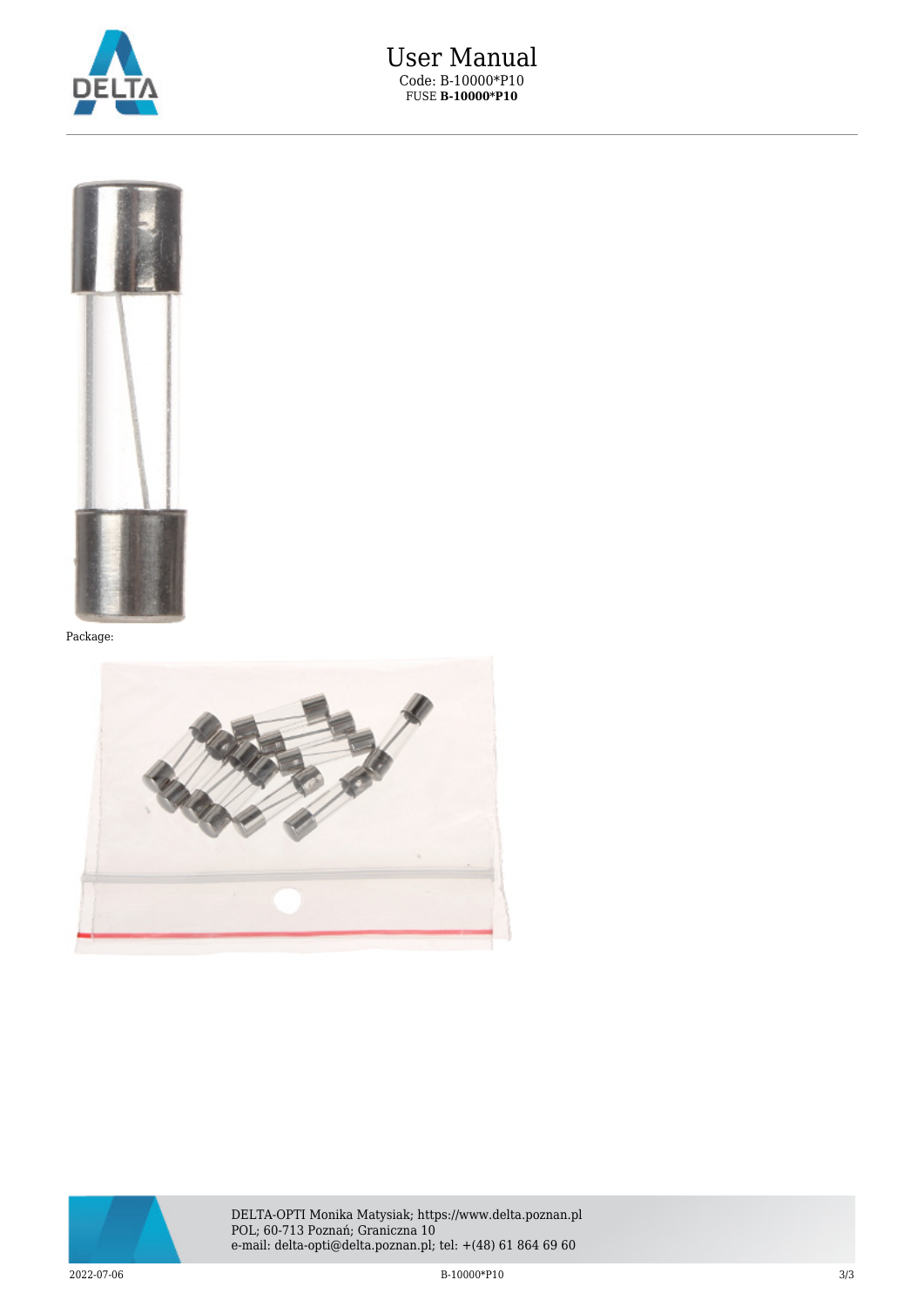Package: